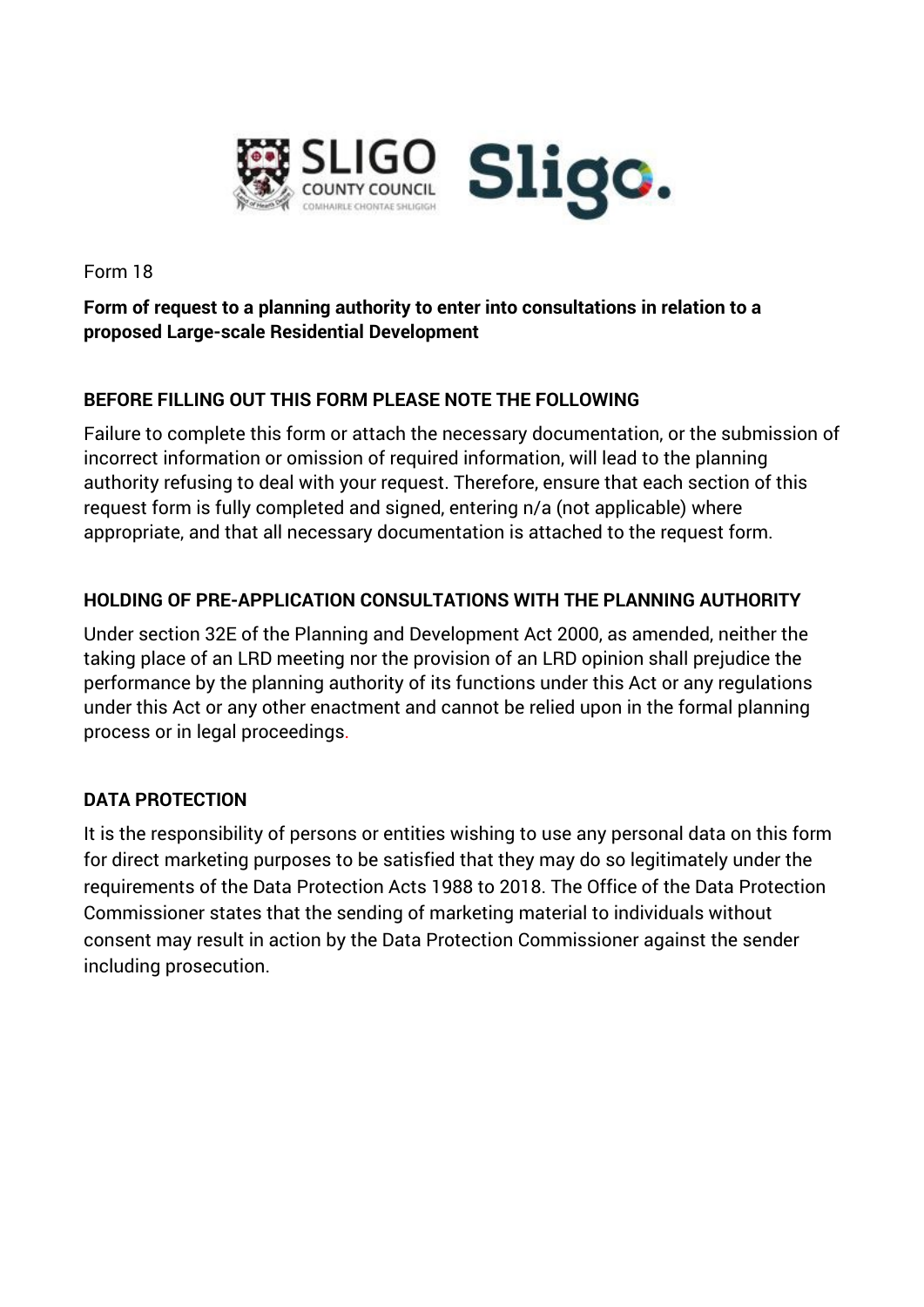Form 18

**Form of request to a planning authority to enter into consultations in relation to a proposed Large-scale Residential Development**

## BEFORE FILLING OUT THIS FORM PLEASE NOTE THE FOLLOWING

Failure to complete this form or attach the necessary documentation, or the submission of incorrect information or omission of required information, will lead to the planning authority refusing to deal with your request. Therefore, ensure that each section of this request form is fully completed and signed, entering n/a (not applicable) where appropriate, and that all necessary documentation is attached to the request form.

## HOLDING OF PRE-APPLICATION CONSULTATIONS WITH THE PLANNING AUTHORITY

Under section 32E of the Planning and Development Act 2000, as amended, neither the taking place of an LRD meeting nor the provision of an LRD opinion shall prejudice the performance by the planning authority of its functions under this Act or any regulations under this Act or any other enactment and cannot be relied upon in the formal planning process or in legal proceedings.

## DATA PROTECTION

It is the responsibility of persons or entities wishing to use any personal data on this form for direct marketing purposes to be satisfied that they may do so legitimately under the requirements of the Data Protection Acts 1988 to 2018. The Office of the Data Protection Commissioner states that the sending of marketing material to individuals without consent may result in action by the Data Protection Commissioner against the sender including prosecution.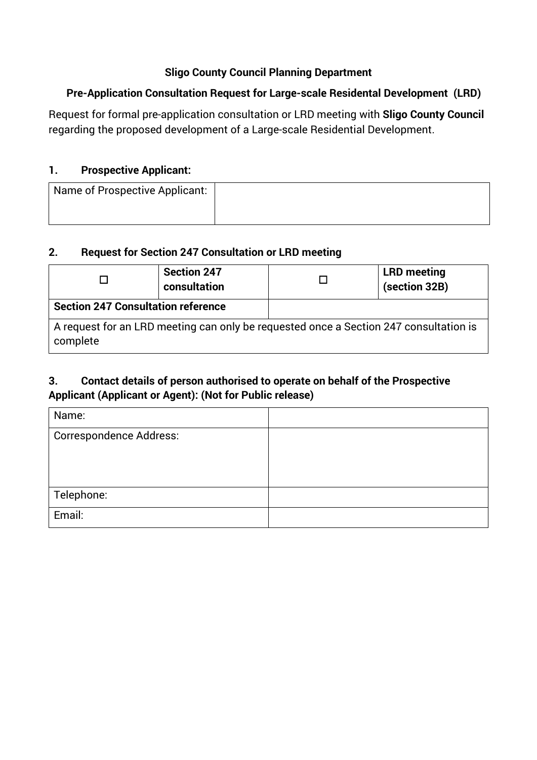**Sligo County Council Planning Department**

**Pre-Application Consultation Request for Large-scale Residental Development (LRD)**

Request for formal pre-application consultation or LRD meeting with **Sligo County Council** regarding the proposed development of a Large-scale Residential Development.

### 1. Prospective Applicant:

| Name of Prospective Applicant: | |
|---|---|

### 2. Request for Section 247 Consultation or LRD meeting

| ☐ | **Section 247 consultation** | ☐ | **LRD meeting (section 32B)** |
|---|---|---|---|
| **Section 247 Consultation reference** | | | |
| A request for an LRD meeting can only be requested once a Section 247 consultation is complete | | | |

### 3. Contact details of person authorised to operate on behalf of the Prospective Applicant (Applicant or Agent): (Not for Public release)

| Name: | |
|---|---|
| Correspondence Address: | |
| Telephone: | |
| Email: | |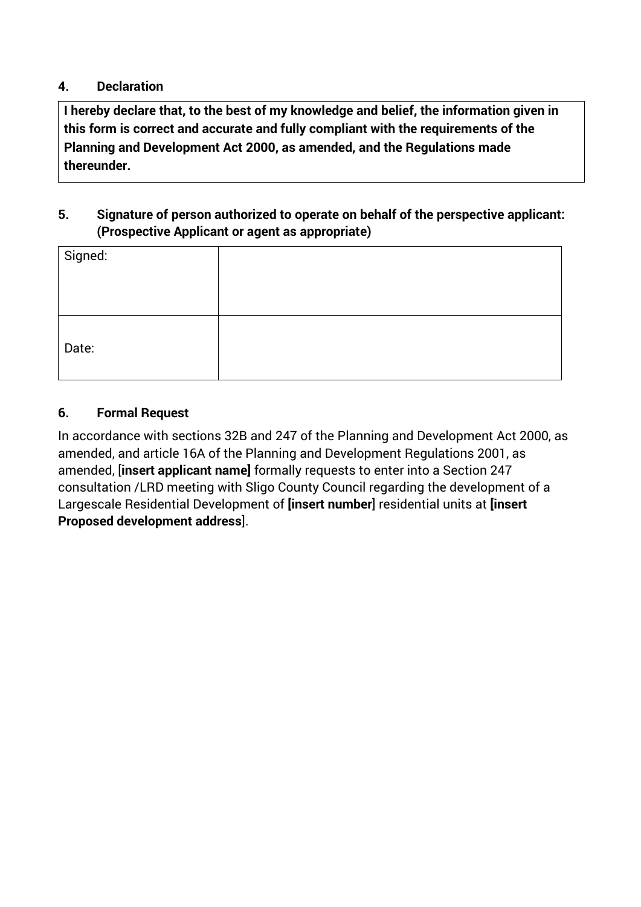#### 4. Declaration

**I hereby declare that, to the best of my knowledge and belief, the information given in this form is correct and accurate and fully compliant with the requirements of the Planning and Development Act 2000, as amended, and the Regulations made thereunder.**

#### 5. Signature of person authorized to operate on behalf of the perspective applicant: (Prospective Applicant or agent as appropriate)

| Signed: | |
|---|---|
| Date: | |

#### 6. Formal Request

In accordance with sections 32B and 247 of the Planning and Development Act 2000, as amended, and article 16A of the Planning and Development Regulations 2001, as amended, [**insert applicant name]** formally requests to enter into a Section 247 consultation /LRD meeting with Sligo County Council regarding the development of a Largescale Residential Development of **[insert number**] residential units at **[insert Proposed development address**].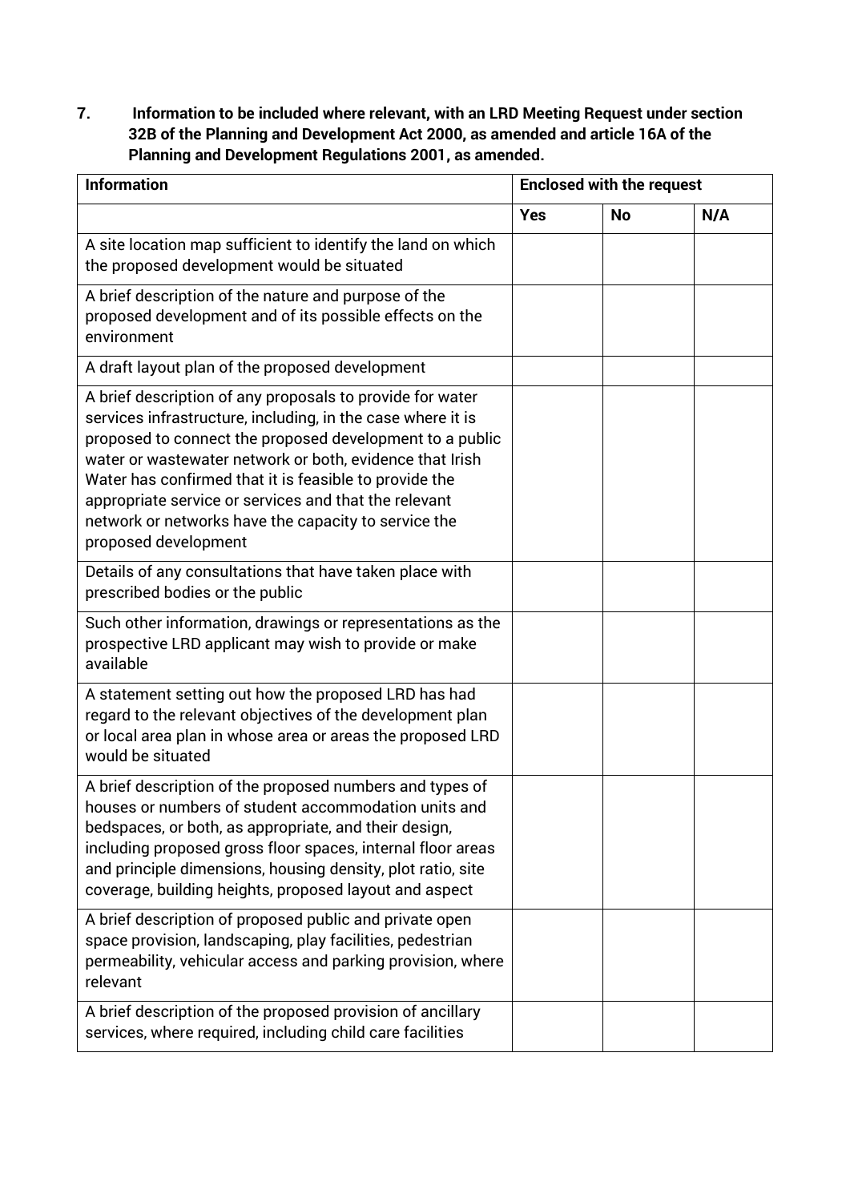7. **Information to be included where relevant, with an LRD Meeting Request under section 32B of the Planning and Development Act 2000, as amended and article 16A of the Planning and Development Regulations 2001, as amended.**

| Information | Enclosed with the request | | |
|---|---|---|---|
| | **Yes** | **No** | **N/A** |
| A site location map sufficient to identify the land on which the proposed development would be situated | | | |
| A brief description of the nature and purpose of the proposed development and of its possible effects on the environment | | | |
| A draft layout plan of the proposed development | | | |
| A brief description of any proposals to provide for water services infrastructure, including, in the case where it is proposed to connect the proposed development to a public water or wastewater network or both, evidence that Irish Water has confirmed that it is feasible to provide the appropriate service or services and that the relevant network or networks have the capacity to service the proposed development | | | |
| Details of any consultations that have taken place with prescribed bodies or the public | | | |
| Such other information, drawings or representations as the prospective LRD applicant may wish to provide or make available | | | |
| A statement setting out how the proposed LRD has had regard to the relevant objectives of the development plan or local area plan in whose area or areas the proposed LRD would be situated | | | |
| A brief description of the proposed numbers and types of houses or numbers of student accommodation units and bedspaces, or both, as appropriate, and their design, including proposed gross floor spaces, internal floor areas and principle dimensions, housing density, plot ratio, site coverage, building heights, proposed layout and aspect | | | |
| A brief description of proposed public and private open space provision, landscaping, play facilities, pedestrian permeability, vehicular access and parking provision, where relevant | | | |
| A brief description of the proposed provision of ancillary services, where required, including child care facilities | | | |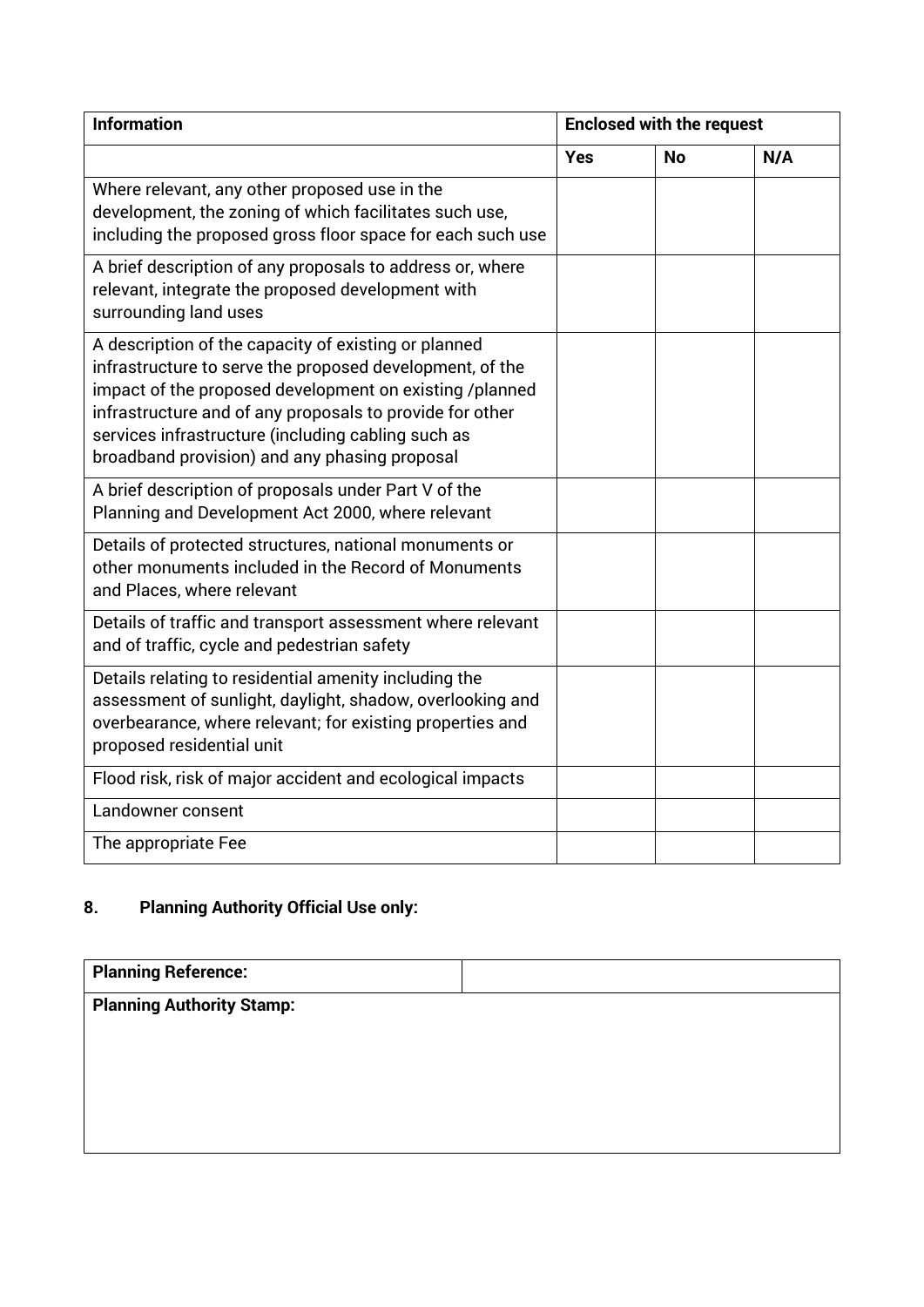| Information | Enclosed with the request | | |
|---|---|---|---|
| | **Yes** | **No** | **N/A** |
| Where relevant, any other proposed use in the development, the zoning of which facilitates such use, including the proposed gross floor space for each such use | | | |
| A brief description of any proposals to address or, where relevant, integrate the proposed development with surrounding land uses | | | |
| A description of the capacity of existing or planned infrastructure to serve the proposed development, of the impact of the proposed development on existing /planned infrastructure and of any proposals to provide for other services infrastructure (including cabling such as broadband provision) and any phasing proposal | | | |
| A brief description of proposals under Part V of the Planning and Development Act 2000, where relevant | | | |
| Details of protected structures, national monuments or other monuments included in the Record of Monuments and Places, where relevant | | | |
| Details of traffic and transport assessment where relevant and of traffic, cycle and pedestrian safety | | | |
| Details relating to residential amenity including the assessment of sunlight, daylight, shadow, overlooking and overbearance, where relevant; for existing properties and proposed residential unit | | | |
| Flood risk, risk of major accident and ecological impacts | | | |
| Landowner consent | | | |
| The appropriate Fee | | | |

## 8. Planning Authority Official Use only:

| **Planning Reference:** | |
|---|---|
| **Planning Authority Stamp:** | |